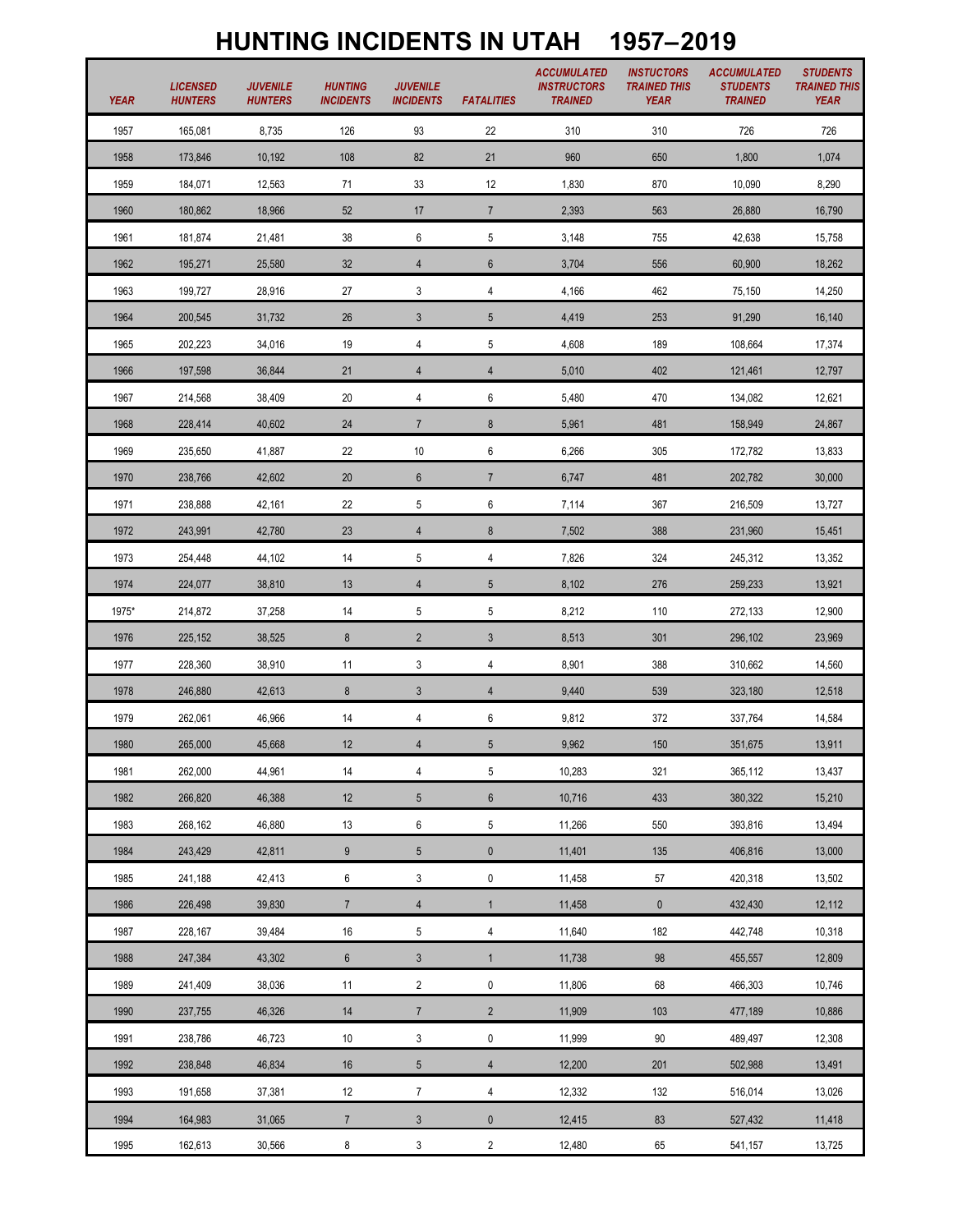# HUNTING INCIDENTS IN UTAH 1957–2019

| YEAR | LICENSED HUNTERS | JUVENILE HUNTERS | HUNTING INCIDENTS | JUVENILE INCIDENTS | FATALITIES | ACCUMULATED INSTRUCTORS TRAINED | INSTUCTORS TRAINED THIS YEAR | ACCUMULATED STUDENTS TRAINED | STUDENTS TRAINED THIS YEAR |
|---|---|---|---|---|---|---|---|---|---|
| 1957 | 165,081 | 8,735 | 126 | 93 | 22 | 310 | 310 | 726 | 726 |
| 1958 | 173,846 | 10,192 | 108 | 82 | 21 | 960 | 650 | 1,800 | 1,074 |
| 1959 | 184,071 | 12,563 | 71 | 33 | 12 | 1,830 | 870 | 10,090 | 8,290 |
| 1960 | 180,862 | 18,966 | 52 | 17 | 7 | 2,393 | 563 | 26,880 | 16,790 |
| 1961 | 181,874 | 21,481 | 38 | 6 | 5 | 3,148 | 755 | 42,638 | 15,758 |
| 1962 | 195,271 | 25,580 | 32 | 4 | 6 | 3,704 | 556 | 60,900 | 18,262 |
| 1963 | 199,727 | 28,916 | 27 | 3 | 4 | 4,166 | 462 | 75,150 | 14,250 |
| 1964 | 200,545 | 31,732 | 26 | 3 | 5 | 4,419 | 253 | 91,290 | 16,140 |
| 1965 | 202,223 | 34,016 | 19 | 4 | 5 | 4,608 | 189 | 108,664 | 17,374 |
| 1966 | 197,598 | 36,844 | 21 | 4 | 4 | 5,010 | 402 | 121,461 | 12,797 |
| 1967 | 214,568 | 38,409 | 20 | 4 | 6 | 5,480 | 470 | 134,082 | 12,621 |
| 1968 | 228,414 | 40,602 | 24 | 7 | 8 | 5,961 | 481 | 158,949 | 24,867 |
| 1969 | 235,650 | 41,887 | 22 | 10 | 6 | 6,266 | 305 | 172,782 | 13,833 |
| 1970 | 238,766 | 42,602 | 20 | 6 | 7 | 6,747 | 481 | 202,782 | 30,000 |
| 1971 | 238,888 | 42,161 | 22 | 5 | 6 | 7,114 | 367 | 216,509 | 13,727 |
| 1972 | 243,991 | 42,780 | 23 | 4 | 8 | 7,502 | 388 | 231,960 | 15,451 |
| 1973 | 254,448 | 44,102 | 14 | 5 | 4 | 7,826 | 324 | 245,312 | 13,352 |
| 1974 | 224,077 | 38,810 | 13 | 4 | 5 | 8,102 | 276 | 259,233 | 13,921 |
| 1975* | 214,872 | 37,258 | 14 | 5 | 5 | 8,212 | 110 | 272,133 | 12,900 |
| 1976 | 225,152 | 38,525 | 8 | 2 | 3 | 8,513 | 301 | 296,102 | 23,969 |
| 1977 | 228,360 | 38,910 | 11 | 3 | 4 | 8,901 | 388 | 310,662 | 14,560 |
| 1978 | 246,880 | 42,613 | 8 | 3 | 4 | 9,440 | 539 | 323,180 | 12,518 |
| 1979 | 262,061 | 46,966 | 14 | 4 | 6 | 9,812 | 372 | 337,764 | 14,584 |
| 1980 | 265,000 | 45,668 | 12 | 4 | 5 | 9,962 | 150 | 351,675 | 13,911 |
| 1981 | 262,000 | 44,961 | 14 | 4 | 5 | 10,283 | 321 | 365,112 | 13,437 |
| 1982 | 266,820 | 46,388 | 12 | 5 | 6 | 10,716 | 433 | 380,322 | 15,210 |
| 1983 | 268,162 | 46,880 | 13 | 6 | 5 | 11,266 | 550 | 393,816 | 13,494 |
| 1984 | 243,429 | 42,811 | 9 | 5 | 0 | 11,401 | 135 | 406,816 | 13,000 |
| 1985 | 241,188 | 42,413 | 6 | 3 | 0 | 11,458 | 57 | 420,318 | 13,502 |
| 1986 | 226,498 | 39,830 | 7 | 4 | 1 | 11,458 | 0 | 432,430 | 12,112 |
| 1987 | 228,167 | 39,484 | 16 | 5 | 4 | 11,640 | 182 | 442,748 | 10,318 |
| 1988 | 247,384 | 43,302 | 6 | 3 | 1 | 11,738 | 98 | 455,557 | 12,809 |
| 1989 | 241,409 | 38,036 | 11 | 2 | 0 | 11,806 | 68 | 466,303 | 10,746 |
| 1990 | 237,755 | 46,326 | 14 | 7 | 2 | 11,909 | 103 | 477,189 | 10,886 |
| 1991 | 238,786 | 46,723 | 10 | 3 | 0 | 11,999 | 90 | 489,497 | 12,308 |
| 1992 | 238,848 | 46,834 | 16 | 5 | 4 | 12,200 | 201 | 502,988 | 13,491 |
| 1993 | 191,658 | 37,381 | 12 | 7 | 4 | 12,332 | 132 | 516,014 | 13,026 |
| 1994 | 164,983 | 31,065 | 7 | 3 | 0 | 12,415 | 83 | 527,432 | 11,418 |
| 1995 | 162,613 | 30,566 | 8 | 3 | 2 | 12,480 | 65 | 541,157 | 13,725 |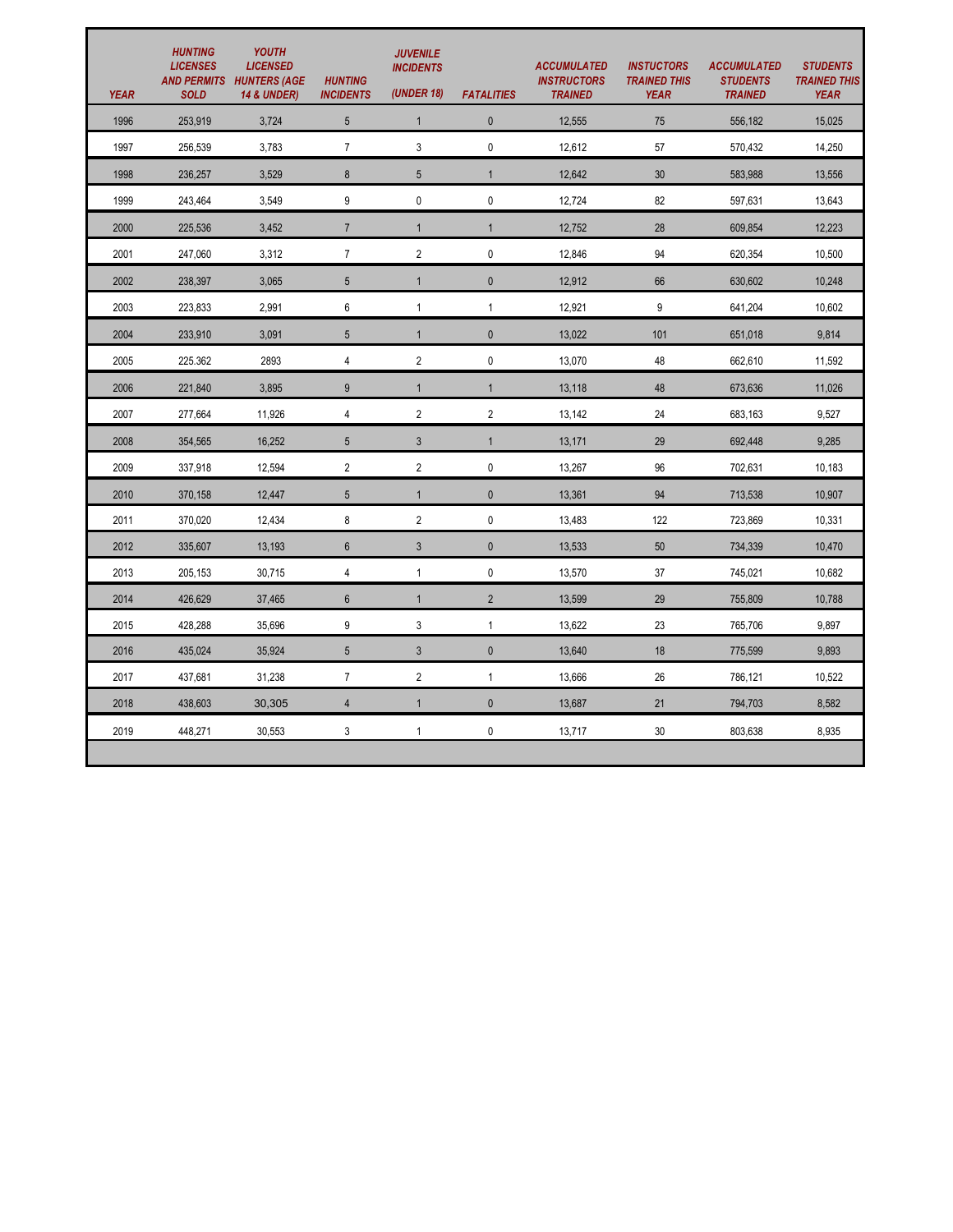| YEAR | HUNTING LICENSES AND PERMITS SOLD | YOUTH LICENSED HUNTERS (AGE 14 & UNDER) | HUNTING INCIDENTS | JUVENILE INCIDENTS (UNDER 18) | FATALITIES | ACCUMULATED INSTRUCTORS TRAINED | INSTUCTORS TRAINED THIS YEAR | ACCUMULATED STUDENTS TRAINED | STUDENTS TRAINED THIS YEAR |
|---|---|---|---|---|---|---|---|---|---|
| 1996 | 253,919 | 3,724 | 5 | 1 | 0 | 12,555 | 75 | 556,182 | 15,025 |
| 1997 | 256,539 | 3,783 | 7 | 3 | 0 | 12,612 | 57 | 570,432 | 14,250 |
| 1998 | 236,257 | 3,529 | 8 | 5 | 1 | 12,642 | 30 | 583,988 | 13,556 |
| 1999 | 243,464 | 3,549 | 9 | 0 | 0 | 12,724 | 82 | 597,631 | 13,643 |
| 2000 | 225,536 | 3,452 | 7 | 1 | 1 | 12,752 | 28 | 609,854 | 12,223 |
| 2001 | 247,060 | 3,312 | 7 | 2 | 0 | 12,846 | 94 | 620,354 | 10,500 |
| 2002 | 238,397 | 3,065 | 5 | 1 | 0 | 12,912 | 66 | 630,602 | 10,248 |
| 2003 | 223,833 | 2,991 | 6 | 1 | 1 | 12,921 | 9 | 641,204 | 10,602 |
| 2004 | 233,910 | 3,091 | 5 | 1 | 0 | 13,022 | 101 | 651,018 | 9,814 |
| 2005 | 225.362 | 2893 | 4 | 2 | 0 | 13,070 | 48 | 662,610 | 11,592 |
| 2006 | 221,840 | 3,895 | 9 | 1 | 1 | 13,118 | 48 | 673,636 | 11,026 |
| 2007 | 277,664 | 11,926 | 4 | 2 | 2 | 13,142 | 24 | 683,163 | 9,527 |
| 2008 | 354,565 | 16,252 | 5 | 3 | 1 | 13,171 | 29 | 692,448 | 9,285 |
| 2009 | 337,918 | 12,594 | 2 | 2 | 0 | 13,267 | 96 | 702,631 | 10,183 |
| 2010 | 370,158 | 12,447 | 5 | 1 | 0 | 13,361 | 94 | 713,538 | 10,907 |
| 2011 | 370,020 | 12,434 | 8 | 2 | 0 | 13,483 | 122 | 723,869 | 10,331 |
| 2012 | 335,607 | 13,193 | 6 | 3 | 0 | 13,533 | 50 | 734,339 | 10,470 |
| 2013 | 205,153 | 30,715 | 4 | 1 | 0 | 13,570 | 37 | 745,021 | 10,682 |
| 2014 | 426,629 | 37,465 | 6 | 1 | 2 | 13,599 | 29 | 755,809 | 10,788 |
| 2015 | 428,288 | 35,696 | 9 | 3 | 1 | 13,622 | 23 | 765,706 | 9,897 |
| 2016 | 435,024 | 35,924 | 5 | 3 | 0 | 13,640 | 18 | 775,599 | 9,893 |
| 2017 | 437,681 | 31,238 | 7 | 2 | 1 | 13,666 | 26 | 786,121 | 10,522 |
| 2018 | 438,603 | 30,305 | 4 | 1 | 0 | 13,687 | 21 | 794,703 | 8,582 |
| 2019 | 448,271 | 30,553 | 3 | 1 | 0 | 13,717 | 30 | 803,638 | 8,935 |